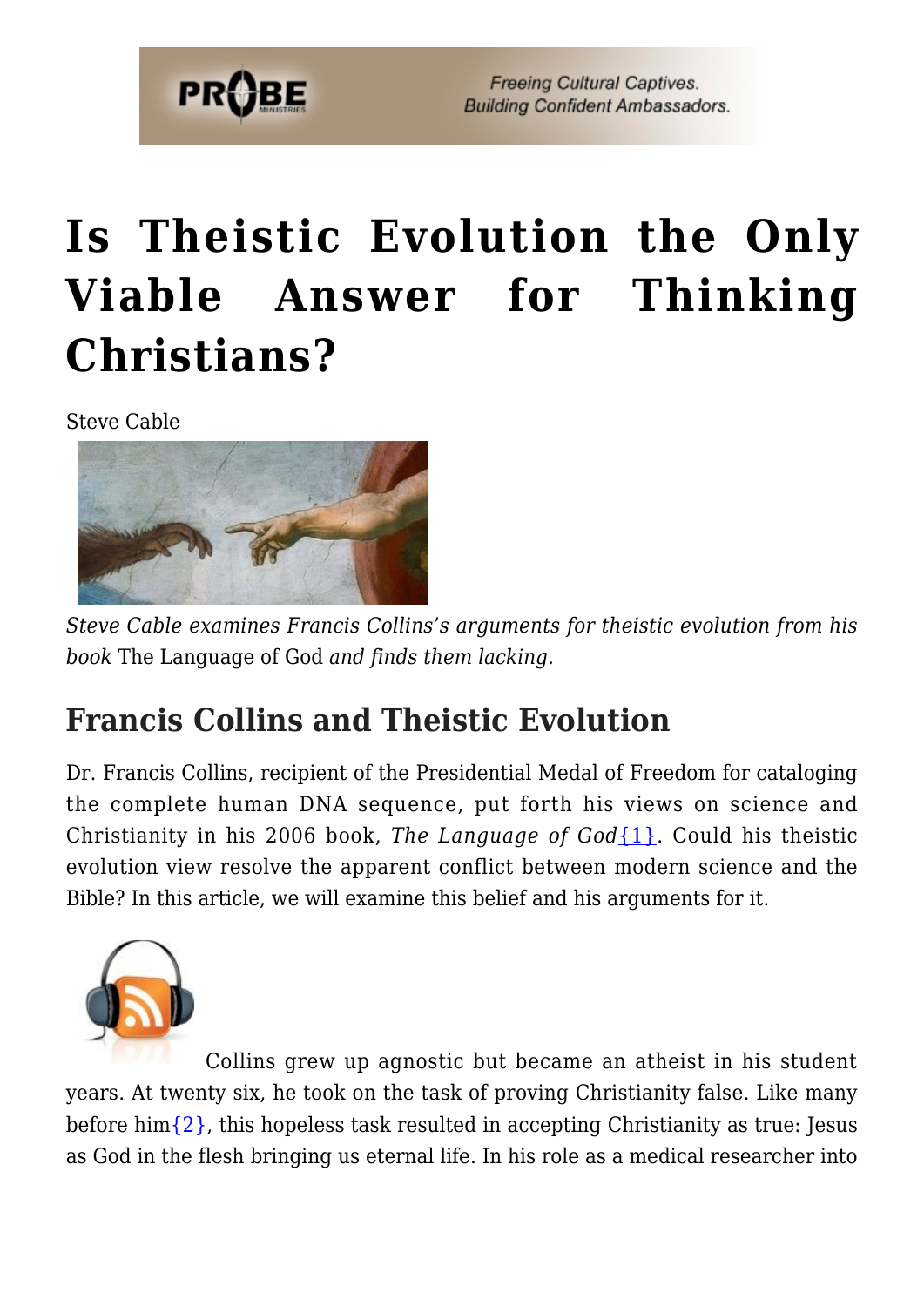# Is Theistic Evolution the Only Viable Answer for Thinking Christians?

Steve Cable

*Steve Cable examines Francis Collins's arguments for theistic evolution from his book* The Language of God *and finds them lacking.*

## Francis Collins and Theistic Evolution

Dr. Francis Collins, recipient of the Presidential Medal of Freedom for cataloging the complete human DNA sequence, put forth his views on science and Christianity in his 2006 book, *The Language of God*{1}. Could his theistic evolution view resolve the apparent conflict between modern science and the Bible? In this article, we will examine this belief and his arguments for it.

Collins grew up agnostic but became an atheist in his student years. At twenty six, he took on the task of proving Christianity false. Like many before him{2}, this hopeless task resulted in accepting Christianity as true: Jesus as God in the flesh bringing us eternal life. In his role as a medical researcher into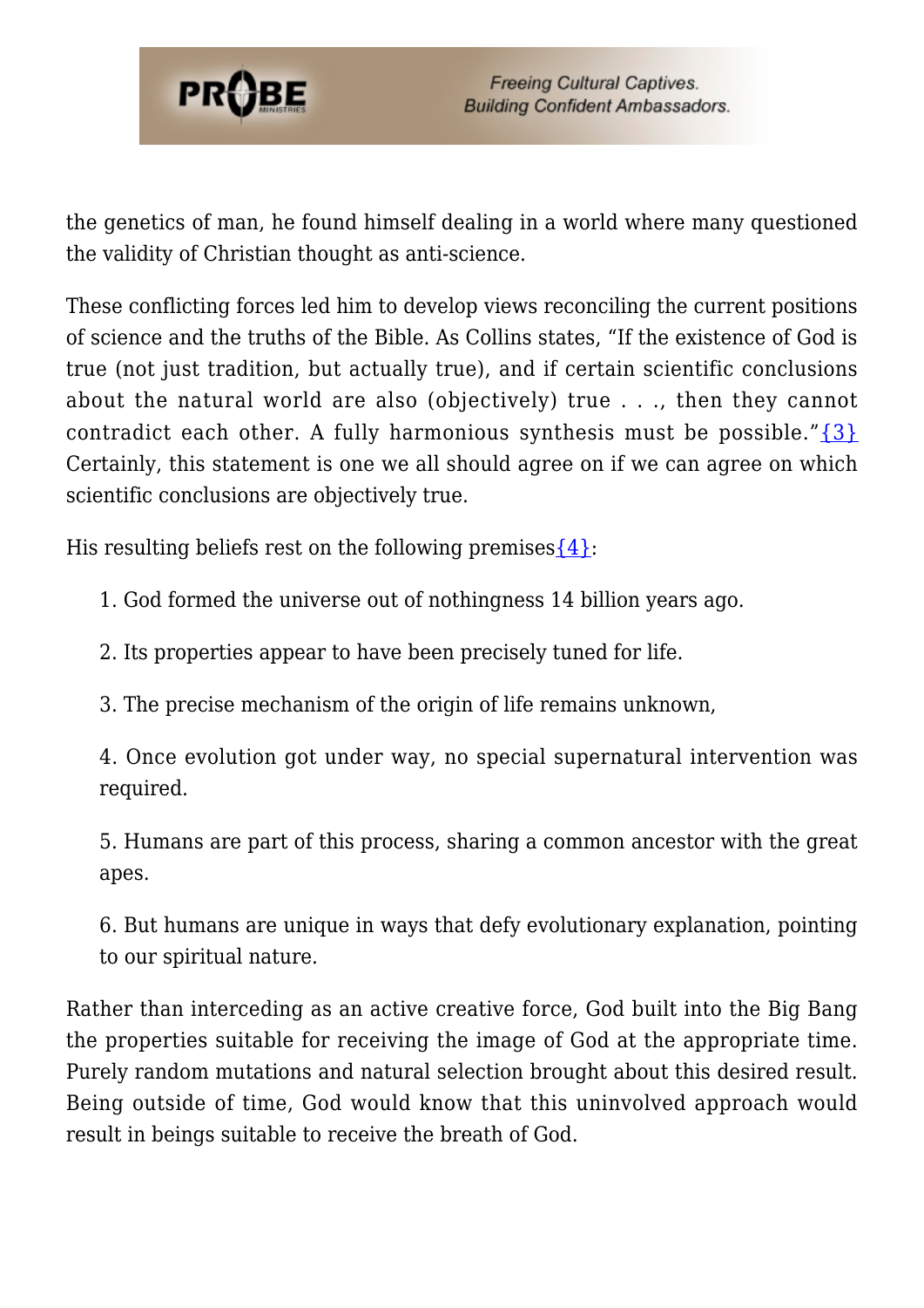the genetics of man, he found himself dealing in a world where many questioned the validity of Christian thought as anti-science.

These conflicting forces led him to develop views reconciling the current positions of science and the truths of the Bible. As Collins states, "If the existence of God is true (not just tradition, but actually true), and if certain scientific conclusions about the natural world are also (objectively) true . . ., then they cannot contradict each other. A fully harmonious synthesis must be possible."{3} Certainly, this statement is one we all should agree on if we can agree on which scientific conclusions are objectively true.

His resulting beliefs rest on the following premises{4}:

1. God formed the universe out of nothingness 14 billion years ago.

2. Its properties appear to have been precisely tuned for life.

3. The precise mechanism of the origin of life remains unknown,

4. Once evolution got under way, no special supernatural intervention was required.

5. Humans are part of this process, sharing a common ancestor with the great apes.

6. But humans are unique in ways that defy evolutionary explanation, pointing to our spiritual nature.

Rather than interceding as an active creative force, God built into the Big Bang the properties suitable for receiving the image of God at the appropriate time. Purely random mutations and natural selection brought about this desired result. Being outside of time, God would know that this uninvolved approach would result in beings suitable to receive the breath of God.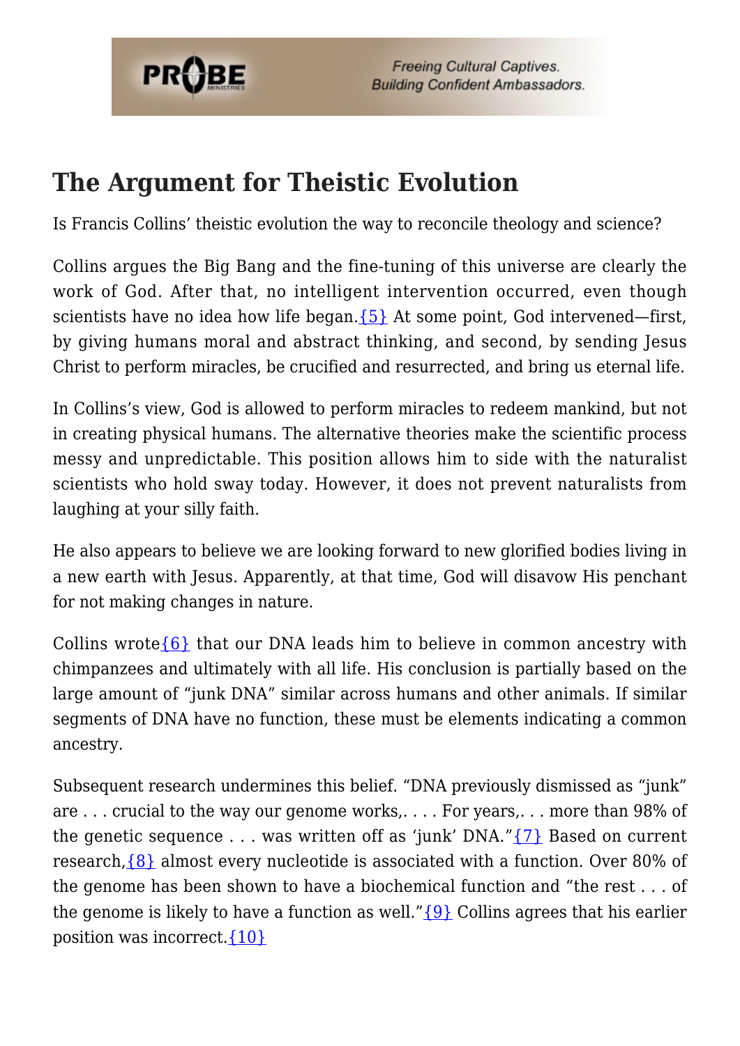## The Argument for Theistic Evolution

Is Francis Collins' theistic evolution the way to reconcile theology and science?

Collins argues the Big Bang and the fine-tuning of this universe are clearly the work of God. After that, no intelligent intervention occurred, even though scientists have no idea how life began.{5} At some point, God intervened—first, by giving humans moral and abstract thinking, and second, by sending Jesus Christ to perform miracles, be crucified and resurrected, and bring us eternal life.

In Collins's view, God is allowed to perform miracles to redeem mankind, but not in creating physical humans. The alternative theories make the scientific process messy and unpredictable. This position allows him to side with the naturalist scientists who hold sway today. However, it does not prevent naturalists from laughing at your silly faith.

He also appears to believe we are looking forward to new glorified bodies living in a new earth with Jesus. Apparently, at that time, God will disavow His penchant for not making changes in nature.

Collins wrote{6} that our DNA leads him to believe in common ancestry with chimpanzees and ultimately with all life. His conclusion is partially based on the large amount of "junk DNA" similar across humans and other animals. If similar segments of DNA have no function, these must be elements indicating a common ancestry.

Subsequent research undermines this belief. "DNA previously dismissed as "junk" are . . . crucial to the way our genome works,. . . . For years,. . . more than 98% of the genetic sequence . . . was written off as 'junk' DNA."{7} Based on current research,{8} almost every nucleotide is associated with a function. Over 80% of the genome has been shown to have a biochemical function and "the rest . . . of the genome is likely to have a function as well."{9} Collins agrees that his earlier position was incorrect.{10}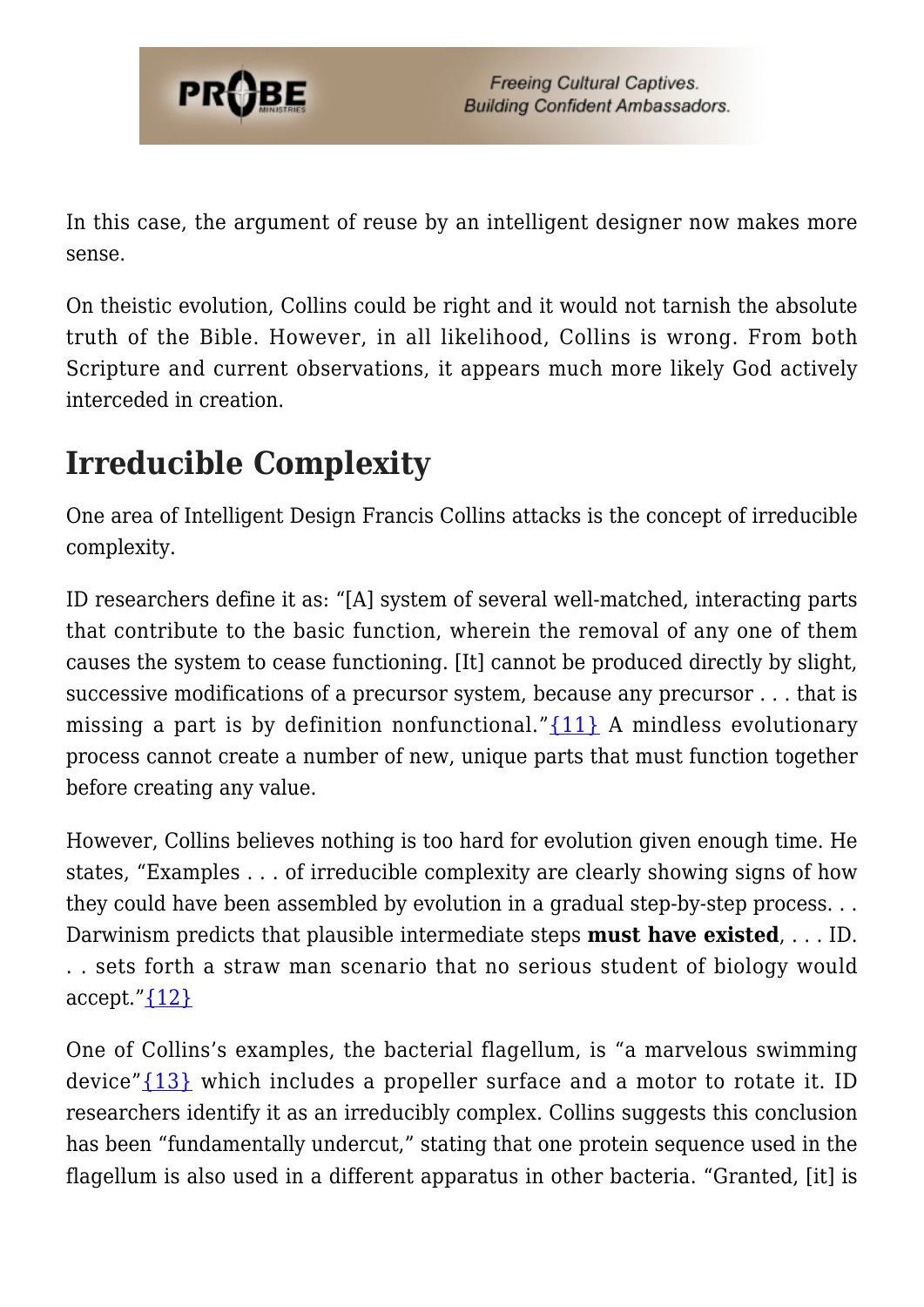In this case, the argument of reuse by an intelligent designer now makes more sense.

On theistic evolution, Collins could be right and it would not tarnish the absolute truth of the Bible. However, in all likelihood, Collins is wrong. From both Scripture and current observations, it appears much more likely God actively interceded in creation.

## Irreducible Complexity

One area of Intelligent Design Francis Collins attacks is the concept of irreducible complexity.

ID researchers define it as: "[A] system of several well-matched, interacting parts that contribute to the basic function, wherein the removal of any one of them causes the system to cease functioning. [It] cannot be produced directly by slight, successive modifications of a precursor system, because any precursor . . . that is missing a part is by definition nonfunctional."{11} A mindless evolutionary process cannot create a number of new, unique parts that must function together before creating any value.

However, Collins believes nothing is too hard for evolution given enough time. He states, "Examples . . . of irreducible complexity are clearly showing signs of how they could have been assembled by evolution in a gradual step-by-step process. . . Darwinism predicts that plausible intermediate steps **must have existed**, . . . ID. . . sets forth a straw man scenario that no serious student of biology would accept."{12}

One of Collins's examples, the bacterial flagellum, is "a marvelous swimming device"{13} which includes a propeller surface and a motor to rotate it. ID researchers identify it as an irreducibly complex. Collins suggests this conclusion has been "fundamentally undercut," stating that one protein sequence used in the flagellum is also used in a different apparatus in other bacteria. "Granted, [it] is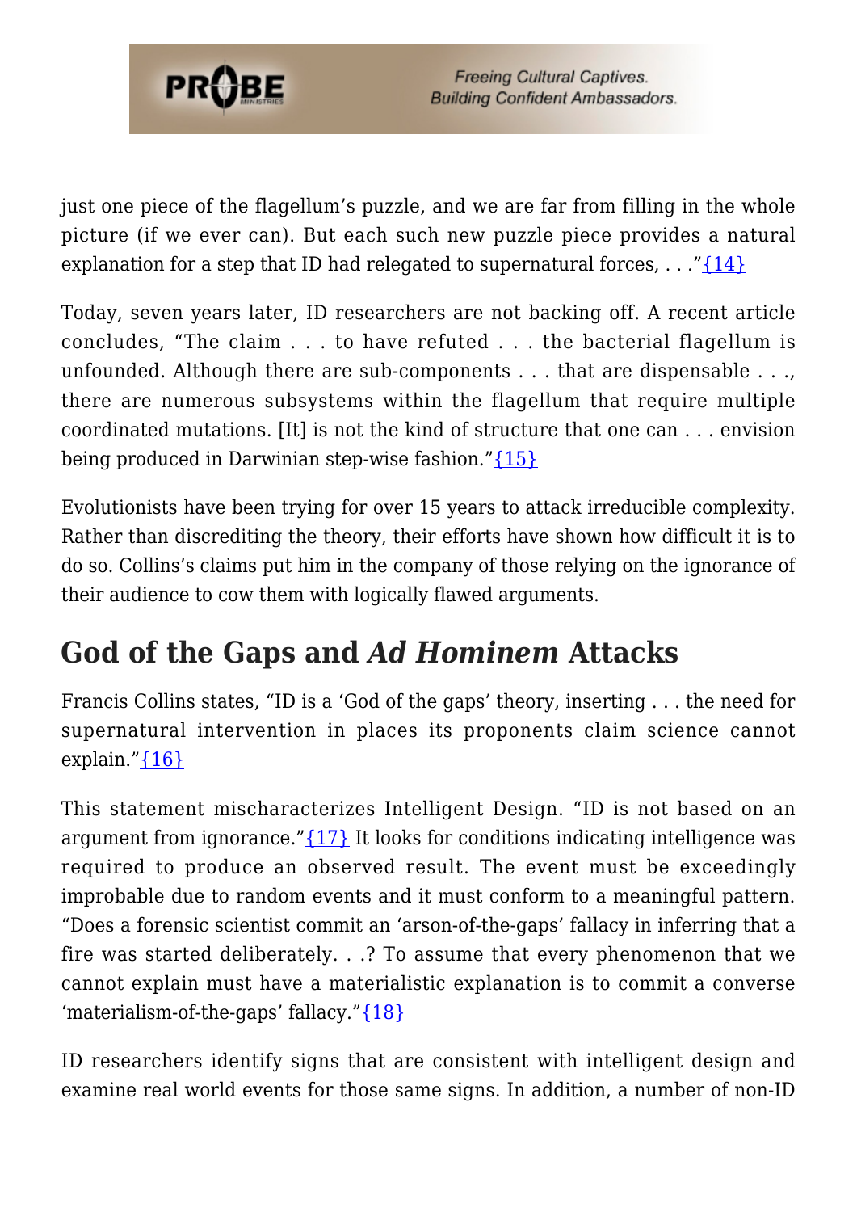just one piece of the flagellum's puzzle, and we are far from filling in the whole picture (if we ever can). But each such new puzzle piece provides a natural explanation for a step that ID had relegated to supernatural forces, . . ."{14}

Today, seven years later, ID researchers are not backing off. A recent article concludes, "The claim . . . to have refuted . . . the bacterial flagellum is unfounded. Although there are sub-components . . . that are dispensable . . ., there are numerous subsystems within the flagellum that require multiple coordinated mutations. [It] is not the kind of structure that one can . . . envision being produced in Darwinian step-wise fashion."{15}

Evolutionists have been trying for over 15 years to attack irreducible complexity. Rather than discrediting the theory, their efforts have shown how difficult it is to do so. Collins's claims put him in the company of those relying on the ignorance of their audience to cow them with logically flawed arguments.

## God of the Gaps and *Ad Hominem* Attacks

Francis Collins states, "ID is a 'God of the gaps' theory, inserting . . . the need for supernatural intervention in places its proponents claim science cannot explain."{16}

This statement mischaracterizes Intelligent Design. "ID is not based on an argument from ignorance."{17} It looks for conditions indicating intelligence was required to produce an observed result. The event must be exceedingly improbable due to random events and it must conform to a meaningful pattern. "Does a forensic scientist commit an 'arson-of-the-gaps' fallacy in inferring that a fire was started deliberately. . .? To assume that every phenomenon that we cannot explain must have a materialistic explanation is to commit a converse 'materialism-of-the-gaps' fallacy."{18}

ID researchers identify signs that are consistent with intelligent design and examine real world events for those same signs. In addition, a number of non-ID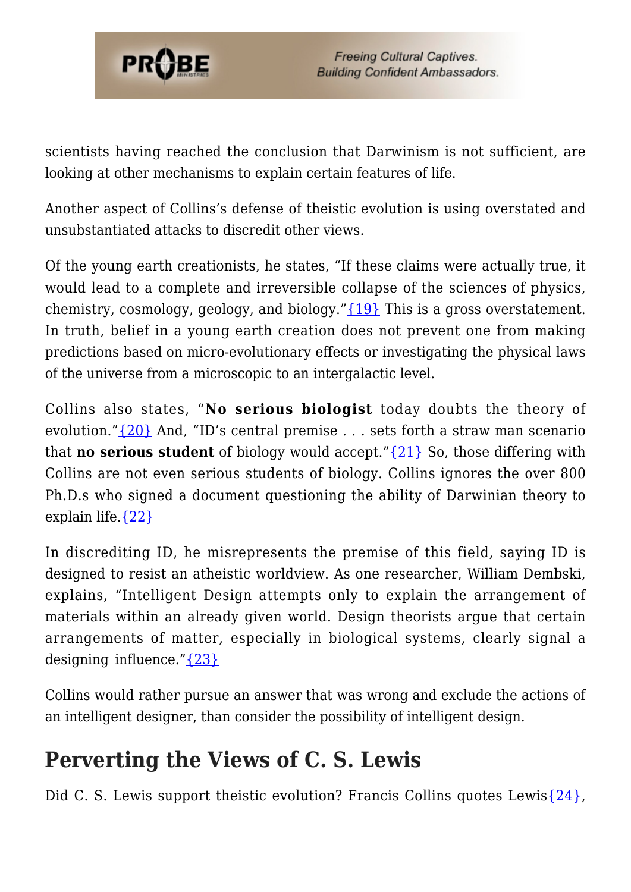scientists having reached the conclusion that Darwinism is not sufficient, are looking at other mechanisms to explain certain features of life.

Another aspect of Collins's defense of theistic evolution is using overstated and unsubstantiated attacks to discredit other views.

Of the young earth creationists, he states, "If these claims were actually true, it would lead to a complete and irreversible collapse of the sciences of physics, chemistry, cosmology, geology, and biology."{19} This is a gross overstatement. In truth, belief in a young earth creation does not prevent one from making predictions based on micro-evolutionary effects or investigating the physical laws of the universe from a microscopic to an intergalactic level.

Collins also states, "**No serious biologist** today doubts the theory of evolution."{20} And, "ID's central premise . . . sets forth a straw man scenario that **no serious student** of biology would accept."{21} So, those differing with Collins are not even serious students of biology. Collins ignores the over 800 Ph.D.s who signed a document questioning the ability of Darwinian theory to explain life.{22}

In discrediting ID, he misrepresents the premise of this field, saying ID is designed to resist an atheistic worldview. As one researcher, William Dembski, explains, "Intelligent Design attempts only to explain the arrangement of materials within an already given world. Design theorists argue that certain arrangements of matter, especially in biological systems, clearly signal a designing influence."{23}

Collins would rather pursue an answer that was wrong and exclude the actions of an intelligent designer, than consider the possibility of intelligent design.

## Perverting the Views of C. S. Lewis

Did C. S. Lewis support theistic evolution? Francis Collins quotes Lewis{24},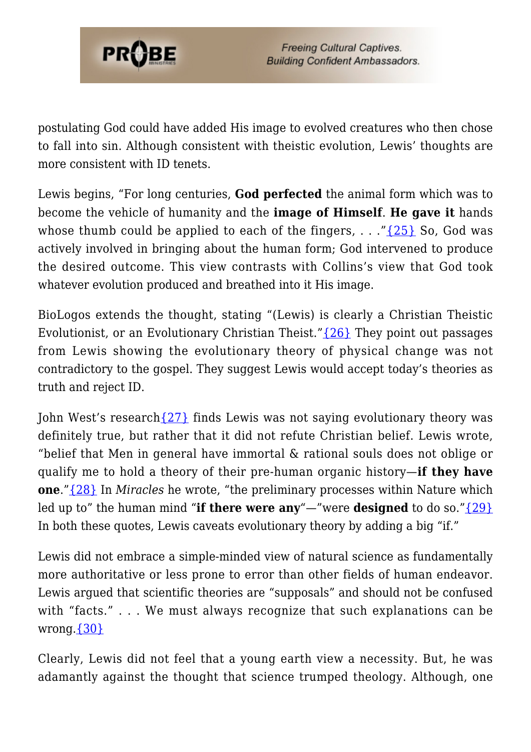postulating God could have added His image to evolved creatures who then chose to fall into sin. Although consistent with theistic evolution, Lewis' thoughts are more consistent with ID tenets.

Lewis begins, "For long centuries, **God perfected** the animal form which was to become the vehicle of humanity and the **image of Himself**. **He gave it** hands whose thumb could be applied to each of the fingers, . . ."{25} So, God was actively involved in bringing about the human form; God intervened to produce the desired outcome. This view contrasts with Collins's view that God took whatever evolution produced and breathed into it His image.

BioLogos extends the thought, stating "(Lewis) is clearly a Christian Theistic Evolutionist, or an Evolutionary Christian Theist."{26} They point out passages from Lewis showing the evolutionary theory of physical change was not contradictory to the gospel. They suggest Lewis would accept today's theories as truth and reject ID.

John West's research{27} finds Lewis was not saying evolutionary theory was definitely true, but rather that it did not refute Christian belief. Lewis wrote, "belief that Men in general have immortal & rational souls does not oblige or qualify me to hold a theory of their pre-human organic history—**if they have one**."{28} In *Miracles* he wrote, "the preliminary processes within Nature which led up to" the human mind "**if there were any**"—"were **designed** to do so."{29} In both these quotes, Lewis caveats evolutionary theory by adding a big "if."

Lewis did not embrace a simple-minded view of natural science as fundamentally more authoritative or less prone to error than other fields of human endeavor. Lewis argued that scientific theories are "supposals" and should not be confused with "facts." . . . We must always recognize that such explanations can be wrong.{30}

Clearly, Lewis did not feel that a young earth view a necessity. But, he was adamantly against the thought that science trumped theology. Although, one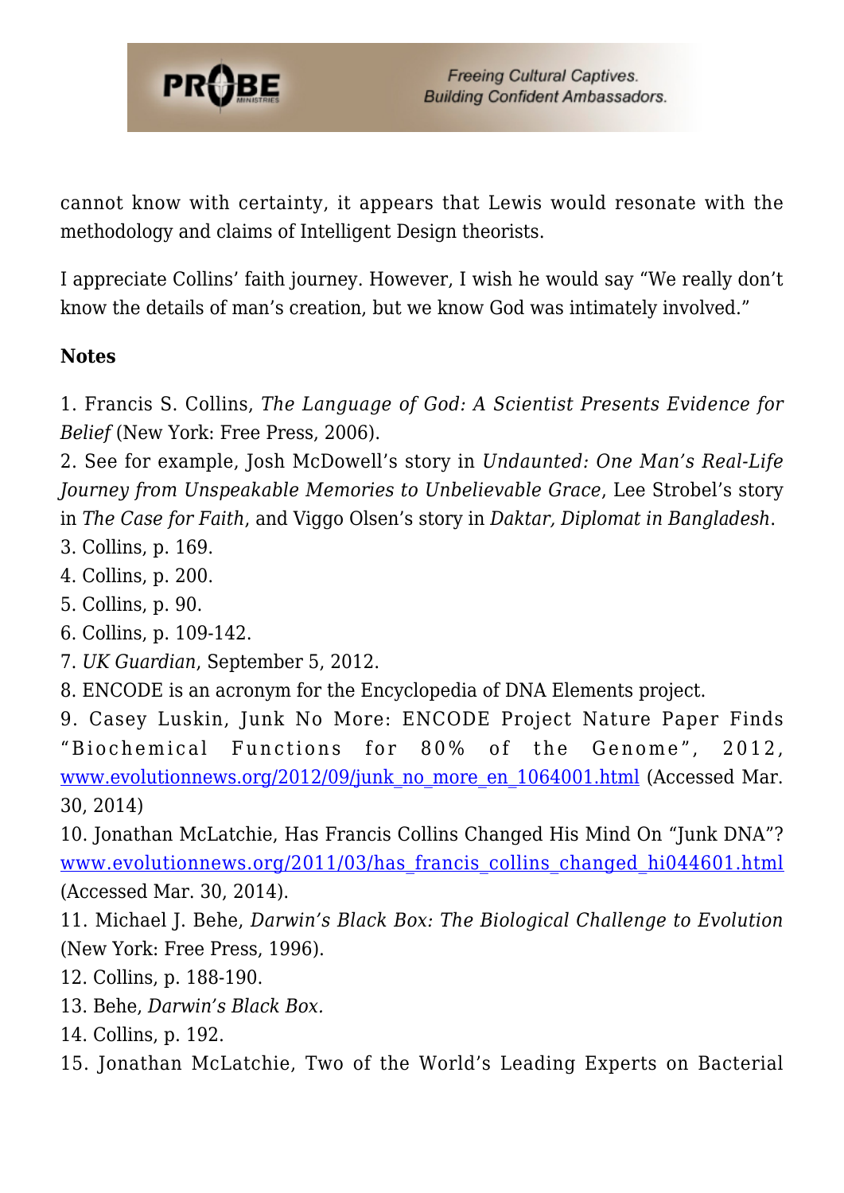cannot know with certainty, it appears that Lewis would resonate with the methodology and claims of Intelligent Design theorists.

I appreciate Collins' faith journey. However, I wish he would say "We really don't know the details of man's creation, but we know God was intimately involved."

**Notes**

1. Francis S. Collins, *The Language of God: A Scientist Presents Evidence for Belief* (New York: Free Press, 2006).
2. See for example, Josh McDowell's story in *Undaunted: One Man's Real-Life Journey from Unspeakable Memories to Unbelievable Grace*, Lee Strobel's story in *The Case for Faith*, and Viggo Olsen's story in *Daktar, Diplomat in Bangladesh*.
3. Collins, p. 169.
4. Collins, p. 200.
5. Collins, p. 90.
6. Collins, p. 109-142.
7. *UK Guardian*, September 5, 2012.
8. ENCODE is an acronym for the Encyclopedia of DNA Elements project.
9. Casey Luskin, Junk No More: ENCODE Project Nature Paper Finds "Biochemical Functions for 80% of the Genome", 2012, [www.evolutionnews.org/2012/09/junk_no_more_en_1064001.html](www.evolutionnews.org/2012/09/junk_no_more_en_1064001.html) (Accessed Mar. 30, 2014)
10. Jonathan McLatchie, Has Francis Collins Changed His Mind On "Junk DNA"? [www.evolutionnews.org/2011/03/has_francis_collins_changed_hi044601.html](www.evolutionnews.org/2011/03/has_francis_collins_changed_hi044601.html) (Accessed Mar. 30, 2014).
11. Michael J. Behe, *Darwin's Black Box: The Biological Challenge to Evolution* (New York: Free Press, 1996).
12. Collins, p. 188-190.
13. Behe, *Darwin's Black Box.*
14. Collins, p. 192.
15. Jonathan McLatchie, Two of the World's Leading Experts on Bacterial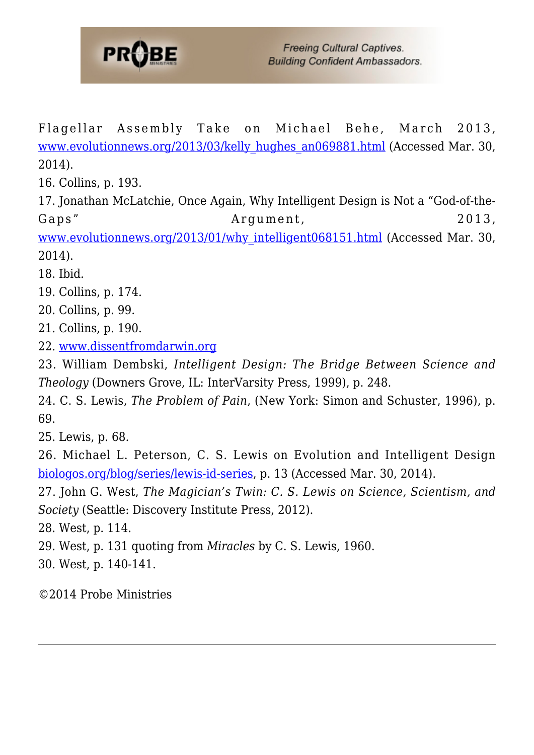Flagellar Assembly Take on Michael Behe, March 2013, www.evolutionnews.org/2013/03/kelly_hughes_an069881.html (Accessed Mar. 30, 2014).
16. Collins, p. 193.
17. Jonathan McLatchie, Once Again, Why Intelligent Design is Not a "God-of-the-Gaps" Argument, 2013, www.evolutionnews.org/2013/01/why_intelligent068151.html (Accessed Mar. 30, 2014).
18. Ibid.
19. Collins, p. 174.
20. Collins, p. 99.
21. Collins, p. 190.
22. www.dissentfromdarwin.org
23. William Dembski, *Intelligent Design: The Bridge Between Science and Theology* (Downers Grove, IL: InterVarsity Press, 1999), p. 248.
24. C. S. Lewis, *The Problem of Pain*, (New York: Simon and Schuster, 1996), p. 69.
25. Lewis, p. 68.
26. Michael L. Peterson, C. S. Lewis on Evolution and Intelligent Design biologos.org/blog/series/lewis-id-series, p. 13 (Accessed Mar. 30, 2014).
27. John G. West, *The Magician's Twin: C. S. Lewis on Science, Scientism, and Society* (Seattle: Discovery Institute Press, 2012).
28. West, p. 114.
29. West, p. 131 quoting from *Miracles* by C. S. Lewis, 1960.
30. West, p. 140-141.

©2014 Probe Ministries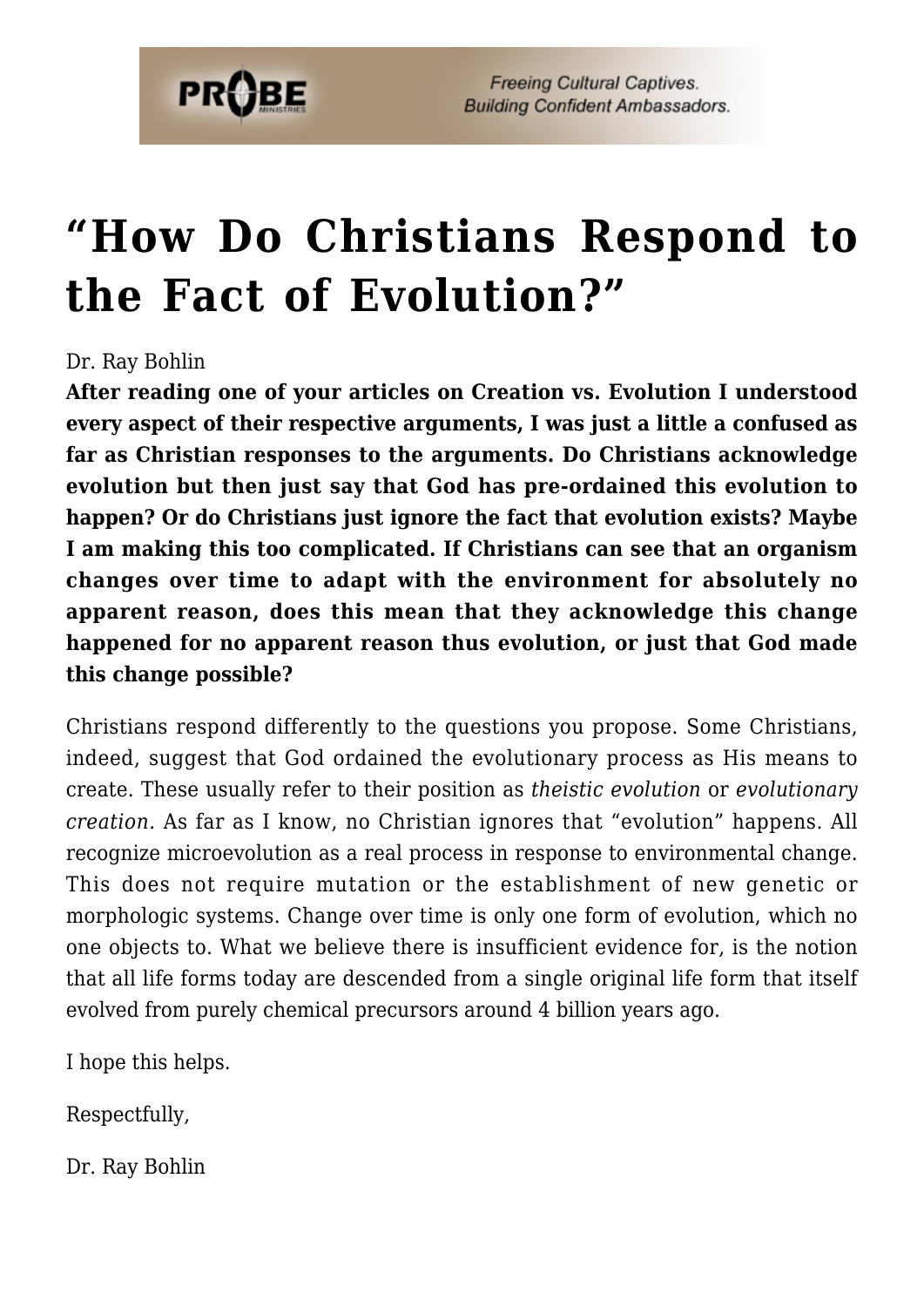# "How Do Christians Respond to the Fact of Evolution?"

Dr. Ray Bohlin

**After reading one of your articles on Creation vs. Evolution I understood every aspect of their respective arguments, I was just a little a confused as far as Christian responses to the arguments. Do Christians acknowledge evolution but then just say that God has pre-ordained this evolution to happen? Or do Christians just ignore the fact that evolution exists? Maybe I am making this too complicated. If Christians can see that an organism changes over time to adapt with the environment for absolutely no apparent reason, does this mean that they acknowledge this change happened for no apparent reason thus evolution, or just that God made this change possible?**

Christians respond differently to the questions you propose. Some Christians, indeed, suggest that God ordained the evolutionary process as His means to create. These usually refer to their position as *theistic evolution* or *evolutionary creation.* As far as I know, no Christian ignores that "evolution" happens. All recognize microevolution as a real process in response to environmental change. This does not require mutation or the establishment of new genetic or morphologic systems. Change over time is only one form of evolution, which no one objects to. What we believe there is insufficient evidence for, is the notion that all life forms today are descended from a single original life form that itself evolved from purely chemical precursors around 4 billion years ago.

I hope this helps.

Respectfully,

Dr. Ray Bohlin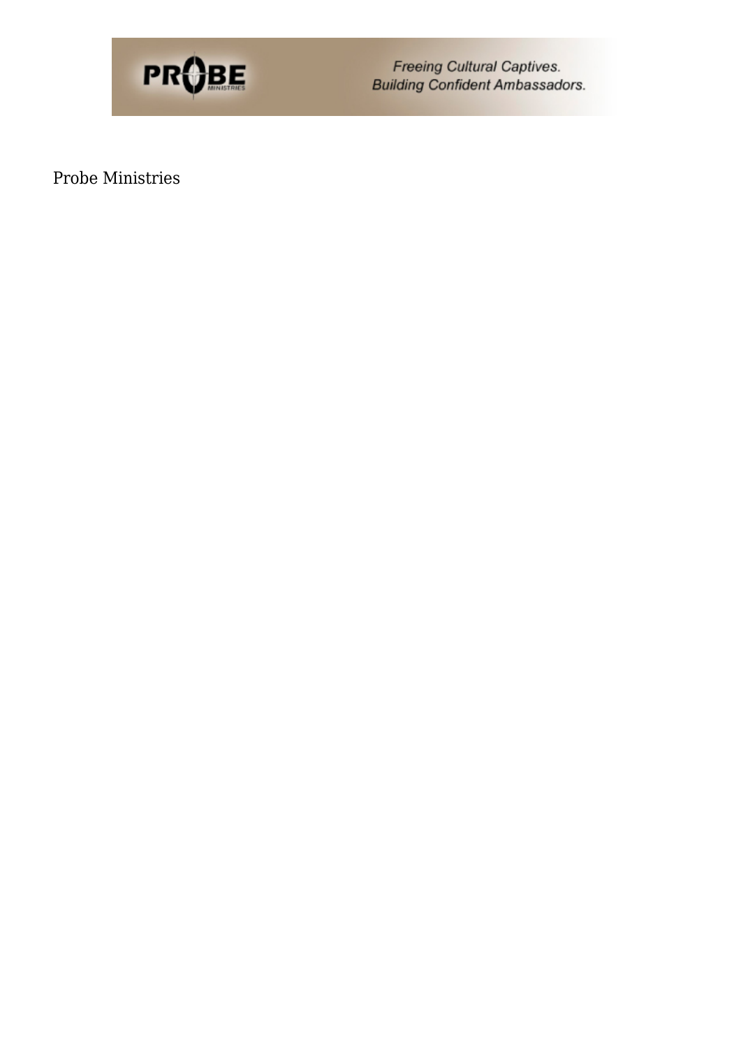Probe Ministries